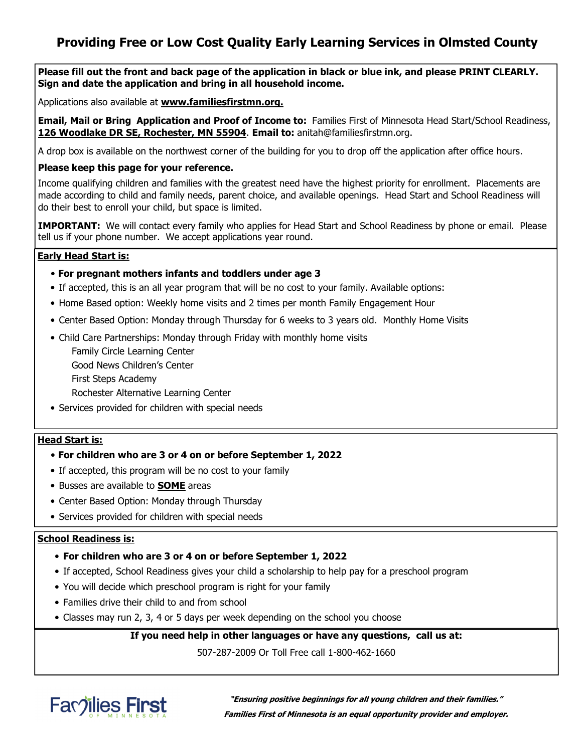# Providing Free or Low Cost Quality Early Learning Services in Olmsted County

**Please fill out the front and back page of the application in black or blue ink, and please PRINT CLEARLY. Sign and date the application and bring in all household income.**

Applications also available at **www.familiesfirstmn.org.**

**Email, Mail or Bring Application and Proof of Income to:** Families First of Minnesota Head Start/School Readiness, **126 Woodlake DR SE, Rochester, MN 55904**. **Email to:** anitah@familiesfirstmn.org.

A drop box is available on the northwest corner of the building for you to drop off the application after office hours.

**Please keep this page for your reference.**

Income qualifying children and families with the greatest need have the highest priority for enrollment. Placements are made according to child and family needs, parent choice, and available openings. Head Start and School Readiness will do their best to enroll your child, but space is limited.

**IMPORTANT:** We will contact every family who applies for Head Start and School Readiness by phone or email. Please tell us if your phone number. We accept applications year round.

## Early Head Start is:

- **For pregnant mothers infants and toddlers under age 3**
- If accepted, this is an all year program that will be no cost to your family. Available options:
- Home Based option: Weekly home visits and 2 times per month Family Engagement Hour
- Center Based Option: Monday through Thursday for 6 weeks to 3 years old. Monthly Home Visits
- Child Care Partnerships: Monday through Friday with monthly home visits
  - Family Circle Learning Center
  - Good News Children's Center
  - First Steps Academy
  - Rochester Alternative Learning Center
- Services provided for children with special needs

## Head Start is:

- **For children who are 3 or 4 on or before September 1, 2022**
- If accepted, this program will be no cost to your family
- Busses are available to **SOME** areas
- Center Based Option: Monday through Thursday
- Services provided for children with special needs

## School Readiness is:

- **For children who are 3 or 4 on or before September 1, 2022**
- If accepted, School Readiness gives your child a scholarship to help pay for a preschool program
- You will decide which preschool program is right for your family
- Families drive their child to and from school
- Classes may run 2, 3, 4 or 5 days per week depending on the school you choose

**If you need help in other languages or have any questions, call us at:**

507-287-2009 Or Toll Free call 1-800-462-1660

Families First OF MINNESOTA

***"Ensuring positive beginnings for all young children and their families."***

***Families First of Minnesota is an equal opportunity provider and employer.***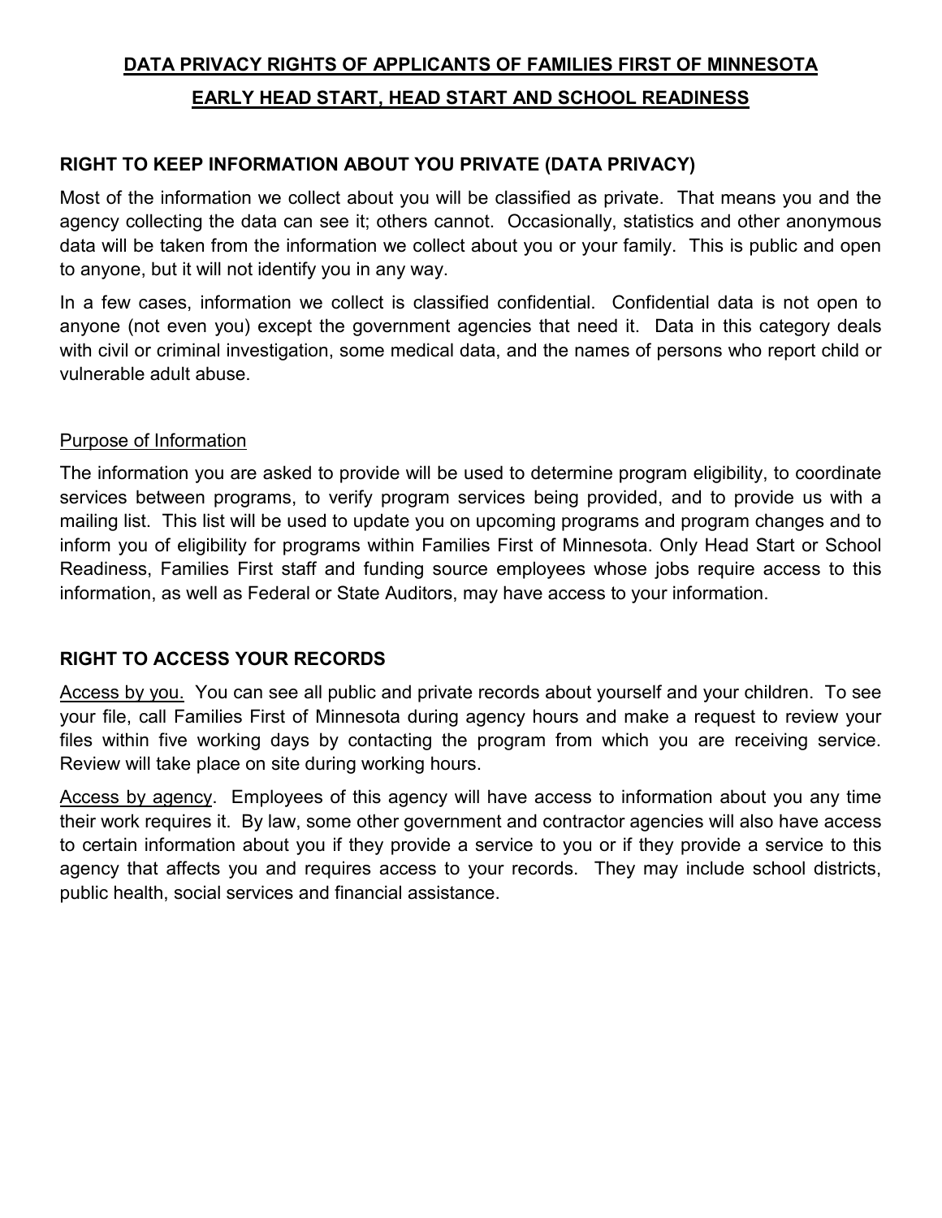## DATA PRIVACY RIGHTS OF APPLICANTS OF FAMILIES FIRST OF MINNESOTA
## EARLY HEAD START, HEAD START AND SCHOOL READINESS

### RIGHT TO KEEP INFORMATION ABOUT YOU PRIVATE (DATA PRIVACY)

Most of the information we collect about you will be classified as private. That means you and the agency collecting the data can see it; others cannot. Occasionally, statistics and other anonymous data will be taken from the information we collect about you or your family. This is public and open to anyone, but it will not identify you in any way.

In a few cases, information we collect is classified confidential. Confidential data is not open to anyone (not even you) except the government agencies that need it. Data in this category deals with civil or criminal investigation, some medical data, and the names of persons who report child or vulnerable adult abuse.

Purpose of Information

The information you are asked to provide will be used to determine program eligibility, to coordinate services between programs, to verify program services being provided, and to provide us with a mailing list. This list will be used to update you on upcoming programs and program changes and to inform you of eligibility for programs within Families First of Minnesota. Only Head Start or School Readiness, Families First staff and funding source employees whose jobs require access to this information, as well as Federal or State Auditors, may have access to your information.

### RIGHT TO ACCESS YOUR RECORDS

Access by you. You can see all public and private records about yourself and your children. To see your file, call Families First of Minnesota during agency hours and make a request to review your files within five working days by contacting the program from which you are receiving service. Review will take place on site during working hours.

Access by agency. Employees of this agency will have access to information about you any time their work requires it. By law, some other government and contractor agencies will also have access to certain information about you if they provide a service to you or if they provide a service to this agency that affects you and requires access to your records. They may include school districts, public health, social services and financial assistance.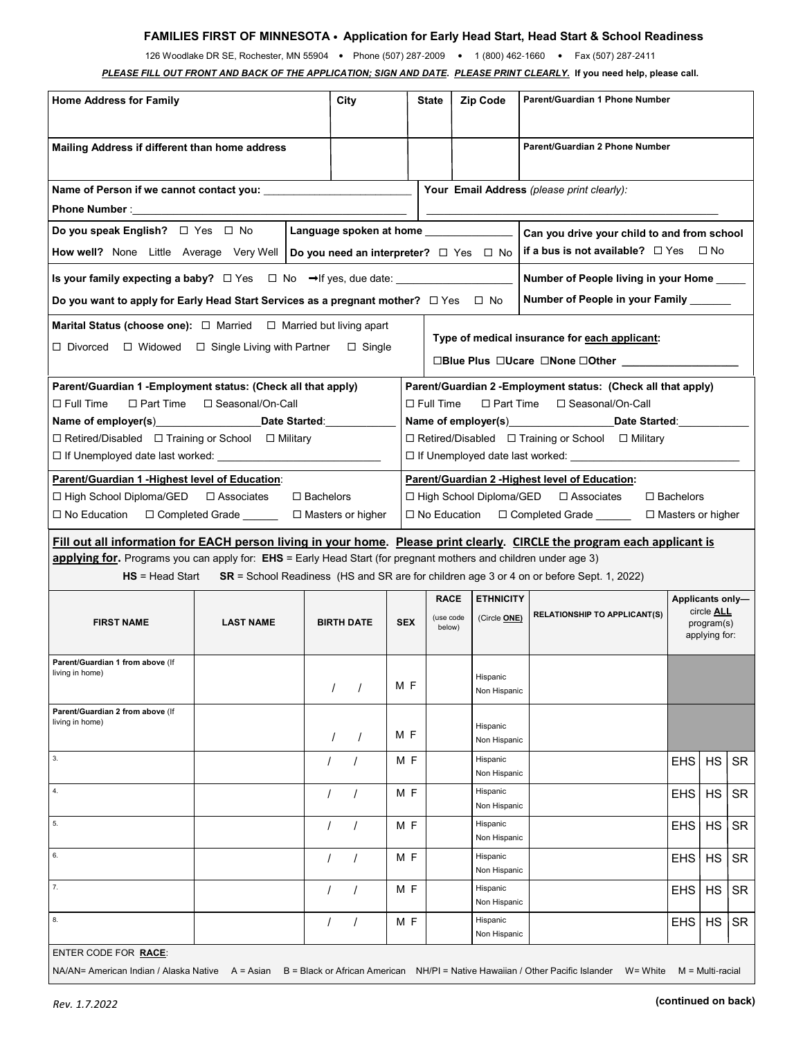**FAMILIES FIRST OF MINNESOTA • Application for Early Head Start, Head Start & School Readiness**

126 Woodlake DR SE, Rochester, MN 55904 • Phone (507) 287-2009 • 1 (800) 462-1660 • Fax (507) 287-2411

***PLEASE FILL OUT FRONT AND BACK OF THE APPLICATION; SIGN AND DATE. PLEASE PRINT CLEARLY.*** **If you need help, please call.**

| Home Address for Family | City | State | Zip Code | Parent/Guardian 1 Phone Number |
|---|---|---|---|---|
| **Mailing Address if different than home address** | | | | **Parent/Guardian 2 Phone Number** |

**Name of Person if we cannot contact you:** ________________________

**Phone Number**: ______________________________________________

**Your Email Address** *(please print clearly)*: ______________________________________________

**Do you speak English?** ☐ Yes ☐ No

**How well?** None Little Average Very Well

**Language spoken at home** _______________

**Do you need an interpreter?** ☐ Yes ☐ No

**Can you drive your child to and from school if a bus is not available?** ☐ Yes ☐ No

**Is your family expecting a baby?** ☐ Yes ☐ No ➞If yes, due date: ___________________

**Do you want to apply for Early Head Start Services as a pregnant mother?** ☐ Yes ☐ No

**Number of People living in your Home** _____

**Number of People in your Family** _______

**Marital Status (choose one):** ☐ Married ☐ Married but living apart ☐ Divorced ☐ Widowed ☐ Single Living with Partner ☐ Single

**Type of medical insurance for __each applicant__:**

**☐Blue Plus ☐Ucare ☐None ☐Other** ____________________

**Parent/Guardian 1 -Employment status: (Check all that apply)**

☐ Full Time ☐ Part Time ☐ Seasonal/On-Call

**Name of employer(s)**_________________**Date Started**:____________

☐ Retired/Disabled ☐ Training or School ☐ Military

☐ If Unemployed date last worked: __________________________

**Parent/Guardian 2 -Employment status: (Check all that apply)**

☐ Full Time ☐ Part Time ☐ Seasonal/On-Call

**Name of employer(s)**_________________**Date Started**:____________

☐ Retired/Disabled ☐ Training or School ☐ Military

☐ If Unemployed date last worked: __________________________

**__Parent/Guardian 1 -Highest level of Education__:**

☐ High School Diploma/GED ☐ Associates ☐ Bachelors

☐ No Education ☐ Completed Grade ______ ☐ Masters or higher

**__Parent/Guardian 2 -Highest level of Education:__**

☐ High School Diploma/GED ☐ Associates ☐ Bachelors

☐ No Education ☐ Completed Grade ______ ☐ Masters or higher

**__Fill out all information for EACH person living in your home__. __Please print clearly__. __CIRCLE the program each applicant is applying for__.** Programs you can apply for: **EHS** = Early Head Start (for pregnant mothers and children under age 3)

**HS** = Head Start **SR** = School Readiness (HS and SR are for children age 3 or 4 on or before Sept. 1, 2022)

| FIRST NAME | LAST NAME | BIRTH DATE | SEX | RACE (use code below) | ETHNICITY (Circle **__ONE__**) | RELATIONSHIP TO APPLICANT(S) | Applicants only— circle **__ALL__** program(s) applying for: | | |
|---|---|---|---|---|---|---|---|---|---|
| Parent/Guardian 1 from above (If living in home) | | / / | M F | | Hispanic Non Hispanic | | | | |
| Parent/Guardian 2 from above (If living in home) | | / / | M F | | Hispanic Non Hispanic | | | | |
| 3. | | / / | M F | | Hispanic Non Hispanic | | EHS | HS | SR |
| 4. | | / / | M F | | Hispanic Non Hispanic | | EHS | HS | SR |
| 5. | | / / | M F | | Hispanic Non Hispanic | | EHS | HS | SR |
| 6. | | / / | M F | | Hispanic Non Hispanic | | EHS | HS | SR |
| 7. | | / / | M F | | Hispanic Non Hispanic | | EHS | HS | SR |
| 8. | | / / | M F | | Hispanic Non Hispanic | | EHS | HS | SR |

ENTER CODE FOR **__RACE__**:

NA/AN= American Indian / Alaska Native A = Asian B = Black or African American NH/PI = Native Hawaiian / Other Pacific Islander W= White M = Multi-racial

*Rev. 1.7.2022*

**(continued on back)**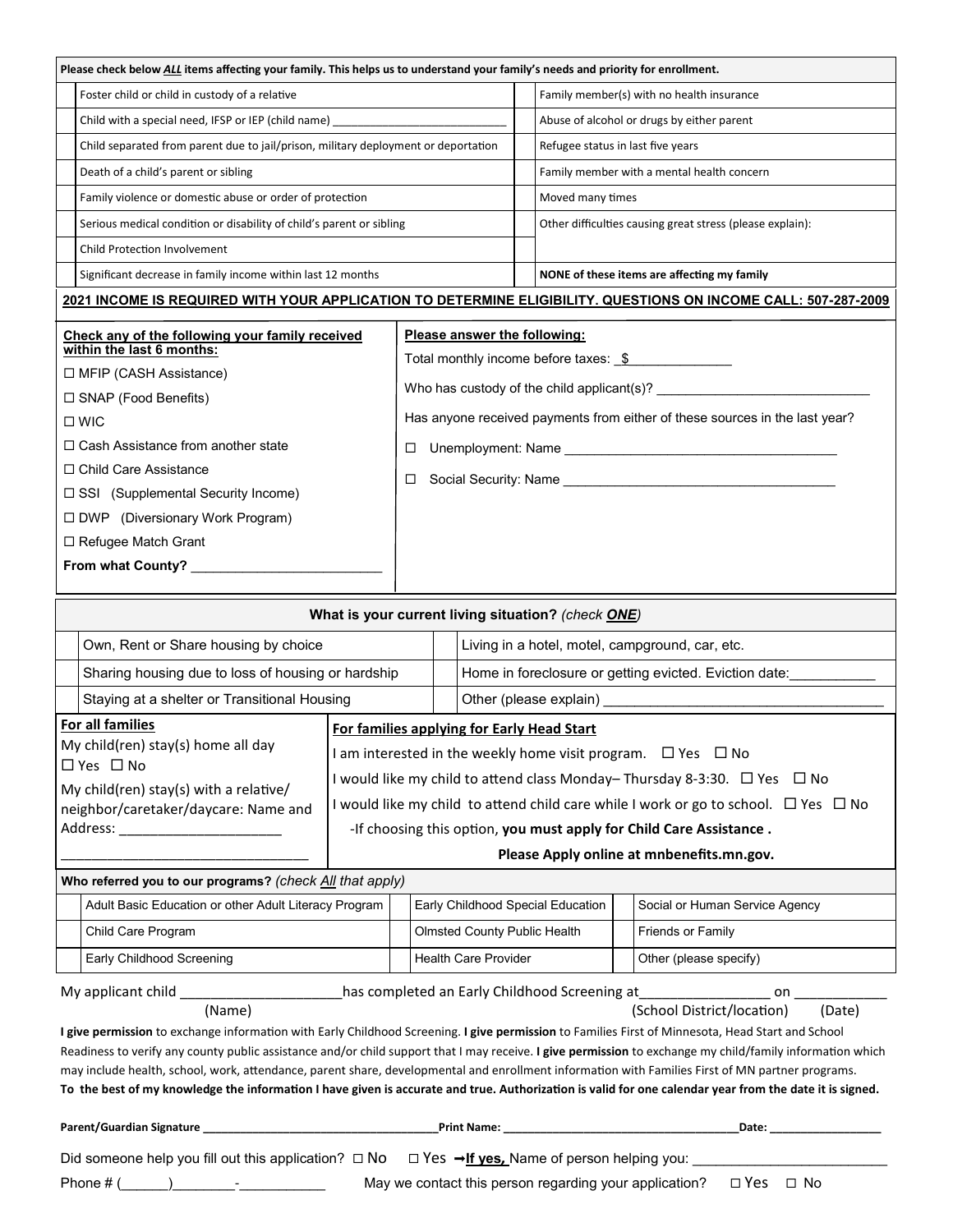**Please check below *ALL* items affecting your family. This helps us to understand your family's needs and priority for enrollment.**

| | | | |
|---|---|---|---|
| | Foster child or child in custody of a relative | | Family member(s) with no health insurance |
| | Child with a special need, IFSP or IEP (child name) ___________________________ | | Abuse of alcohol or drugs by either parent |
| | Child separated from parent due to jail/prison, military deployment or deportation | | Refugee status in last five years |
| | Death of a child's parent or sibling | | Family member with a mental health concern |
| | Family violence or domestic abuse or order of protection | | Moved many times |
| | Serious medical condition or disability of child's parent or sibling | | Other difficulties causing great stress (please explain): |
| | Child Protection Involvement | | |
| | Significant decrease in family income within last 12 months | | **NONE of these items are affecting my family** |

**2021 INCOME IS REQUIRED WITH YOUR APPLICATION TO DETERMINE ELIGIBILITY. QUESTIONS ON INCOME CALL: 507-287-2009**

**Check any of the following your family received within the last 6 months:**

☐ MFIP (CASH Assistance)
☐ SNAP (Food Benefits)
☐ WIC
☐ Cash Assistance from another state
☐ Child Care Assistance
☐ SSI (Supplemental Security Income)
☐ DWP (Diversionary Work Program)
☐ Refugee Match Grant

**From what County?** _________________________

**Please answer the following:**

Total monthly income before taxes: $______________

Who has custody of the child applicant(s)? ____________________________

Has anyone received payments from either of these sources in the last year?

☐ Unemployment: Name ____________________________________

☐ Social Security: Name ____________________________________

**What is your current living situation?** *(check **ONE**)*

| | | | |
|---|---|---|---|
| | Own, Rent or Share housing by choice | | Living in a hotel, motel, campground, car, etc. |
| | Sharing housing due to loss of housing or hardship | | Home in foreclosure or getting evicted. Eviction date:___________ |
| | Staying at a shelter or Transitional Housing | | Other (please explain) ___________________________________ |

**For all families**

My child(ren) stay(s) home all day ☐ Yes ☐ No

My child(ren) stay(s) with a relative/ neighbor/caretaker/daycare: Name and Address: _____________________

_______________________________

**For families applying for Early Head Start**

I am interested in the weekly home visit program. ☐ Yes ☐ No

I would like my child to attend class Monday– Thursday 8-3:30. ☐ Yes ☐ No

I would like my child to attend child care while I work or go to school. ☐ Yes ☐ No

-If choosing this option, **you must apply for Child Care Assistance .**

**Please Apply online at mnbenefits.mn.gov.**

**Who referred you to our programs?** *(check **All** that apply)*

| | | | | | |
|---|---|---|---|---|---|
| | Adult Basic Education or other Adult Literacy Program | | Early Childhood Special Education | | Social or Human Service Agency |
| | Child Care Program | | Olmsted County Public Health | | Friends or Family |
| | Early Childhood Screening | | Health Care Provider | | Other (please specify) |

My applicant child _____________________ has completed an Early Childhood Screening at________________ on ___________
(Name) (School District/location) (Date)

**I give permission** to exchange information with Early Childhood Screening. **I give permission** to Families First of Minnesota, Head Start and School Readiness to verify any county public assistance and/or child support that I may receive. **I give permission** to exchange my child/family information which may include health, school, work, attendance, parent share, developmental and enrollment information with Families First of MN partner programs.
**To the best of my knowledge the information I have given is accurate and true. Authorization is valid for one calendar year from the date it is signed.**

**Parent/Guardian Signature** _____________________________________ **Print Name:** _____________________________________ **Date:** _________________

Did someone help you fill out this application? ☐ No ☐ Yes ➡**If yes,** Name of person helping you: _________________________

Phone # (______)________-___________ May we contact this person regarding your application? ☐ Yes ☐ No